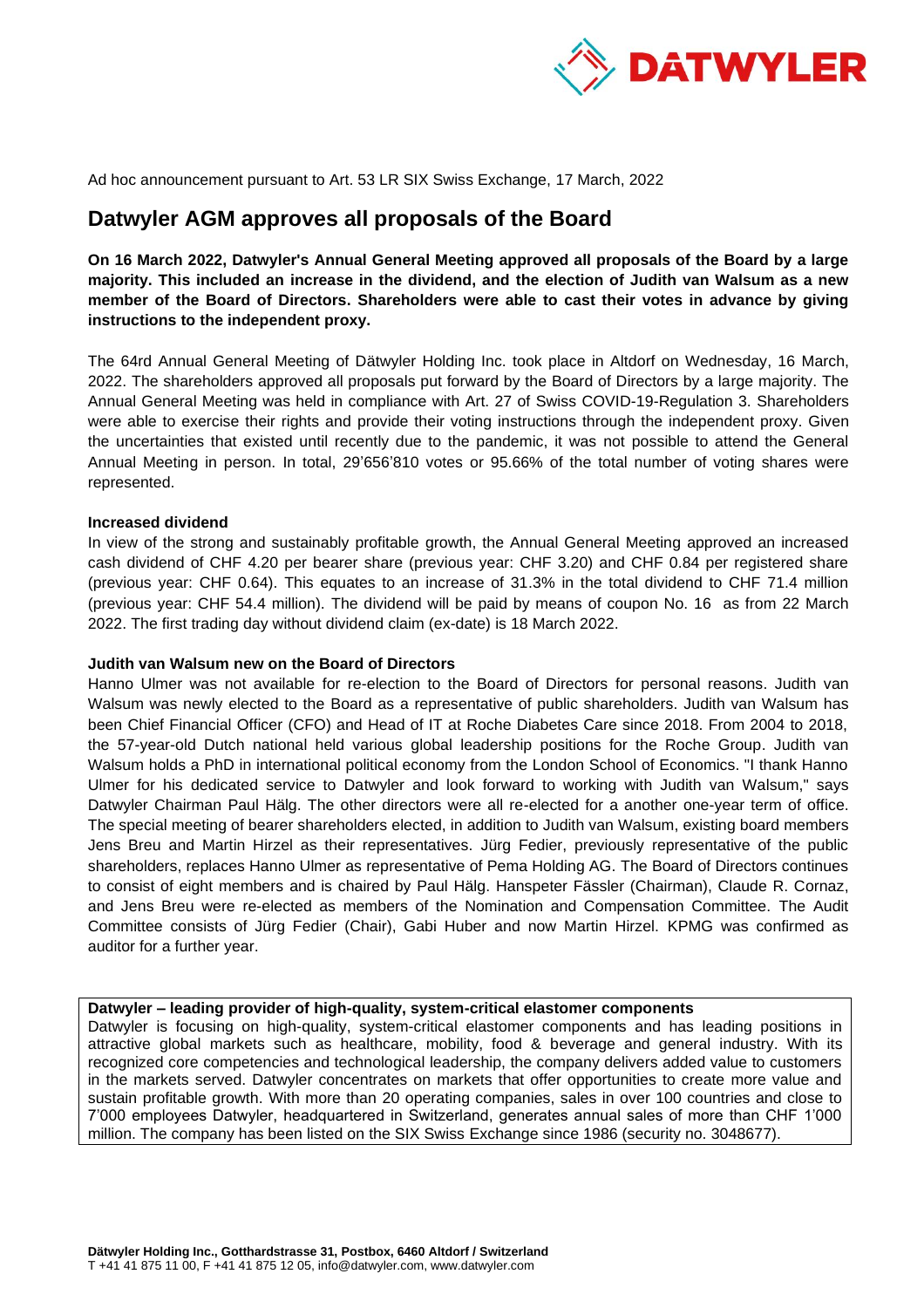Ad hoc announcement pursuant to Art. 53 LR SIX Swiss Exchange, 17 March, 2022

# Datwyler AGM approves all proposals of the Board

**On 16 March 2022, Datwyler's Annual General Meeting approved all proposals of the Board by a large majority. This included an increase in the dividend, and the election of Judith van Walsum as a new member of the Board of Directors. Shareholders were able to cast their votes in advance by giving instructions to the independent proxy.**

The 64rd Annual General Meeting of Dätwyler Holding Inc. took place in Altdorf on Wednesday, 16 March, 2022. The shareholders approved all proposals put forward by the Board of Directors by a large majority. The Annual General Meeting was held in compliance with Art. 27 of Swiss COVID-19-Regulation 3. Shareholders were able to exercise their rights and provide their voting instructions through the independent proxy. Given the uncertainties that existed until recently due to the pandemic, it was not possible to attend the General Annual Meeting in person. In total, 29'656'810 votes or 95.66% of the total number of voting shares were represented.

**Increased dividend**

In view of the strong and sustainably profitable growth, the Annual General Meeting approved an increased cash dividend of CHF 4.20 per bearer share (previous year: CHF 3.20) and CHF 0.84 per registered share (previous year: CHF 0.64). This equates to an increase of 31.3% in the total dividend to CHF 71.4 million (previous year: CHF 54.4 million). The dividend will be paid by means of coupon No. 16 as from 22 March 2022. The first trading day without dividend claim (ex-date) is 18 March 2022.

**Judith van Walsum new on the Board of Directors**

Hanno Ulmer was not available for re-election to the Board of Directors for personal reasons. Judith van Walsum was newly elected to the Board as a representative of public shareholders. Judith van Walsum has been Chief Financial Officer (CFO) and Head of IT at Roche Diabetes Care since 2018. From 2004 to 2018, the 57-year-old Dutch national held various global leadership positions for the Roche Group. Judith van Walsum holds a PhD in international political economy from the London School of Economics. "I thank Hanno Ulmer for his dedicated service to Datwyler and look forward to working with Judith van Walsum," says Datwyler Chairman Paul Hälg. The other directors were all re-elected for a another one-year term of office. The special meeting of bearer shareholders elected, in addition to Judith van Walsum, existing board members Jens Breu and Martin Hirzel as their representatives. Jürg Fedier, previously representative of the public shareholders, replaces Hanno Ulmer as representative of Pema Holding AG. The Board of Directors continues to consist of eight members and is chaired by Paul Hälg. Hanspeter Fässler (Chairman), Claude R. Cornaz, and Jens Breu were re-elected as members of the Nomination and Compensation Committee. The Audit Committee consists of Jürg Fedier (Chair), Gabi Huber and now Martin Hirzel. KPMG was confirmed as auditor for a further year.

**Datwyler – leading provider of high-quality, system-critical elastomer components**

Datwyler is focusing on high-quality, system-critical elastomer components and has leading positions in attractive global markets such as healthcare, mobility, food & beverage and general industry. With its recognized core competencies and technological leadership, the company delivers added value to customers in the markets served. Datwyler concentrates on markets that offer opportunities to create more value and sustain profitable growth. With more than 20 operating companies, sales in over 100 countries and close to 7'000 employees Datwyler, headquartered in Switzerland, generates annual sales of more than CHF 1'000 million. The company has been listed on the SIX Swiss Exchange since 1986 (security no. 3048677).

**Dätwyler Holding Inc., Gotthardstrasse 31, Postbox, 6460 Altdorf / Switzerland**
T +41 41 875 11 00, F +41 41 875 12 05, info@datwyler.com, www.datwyler.com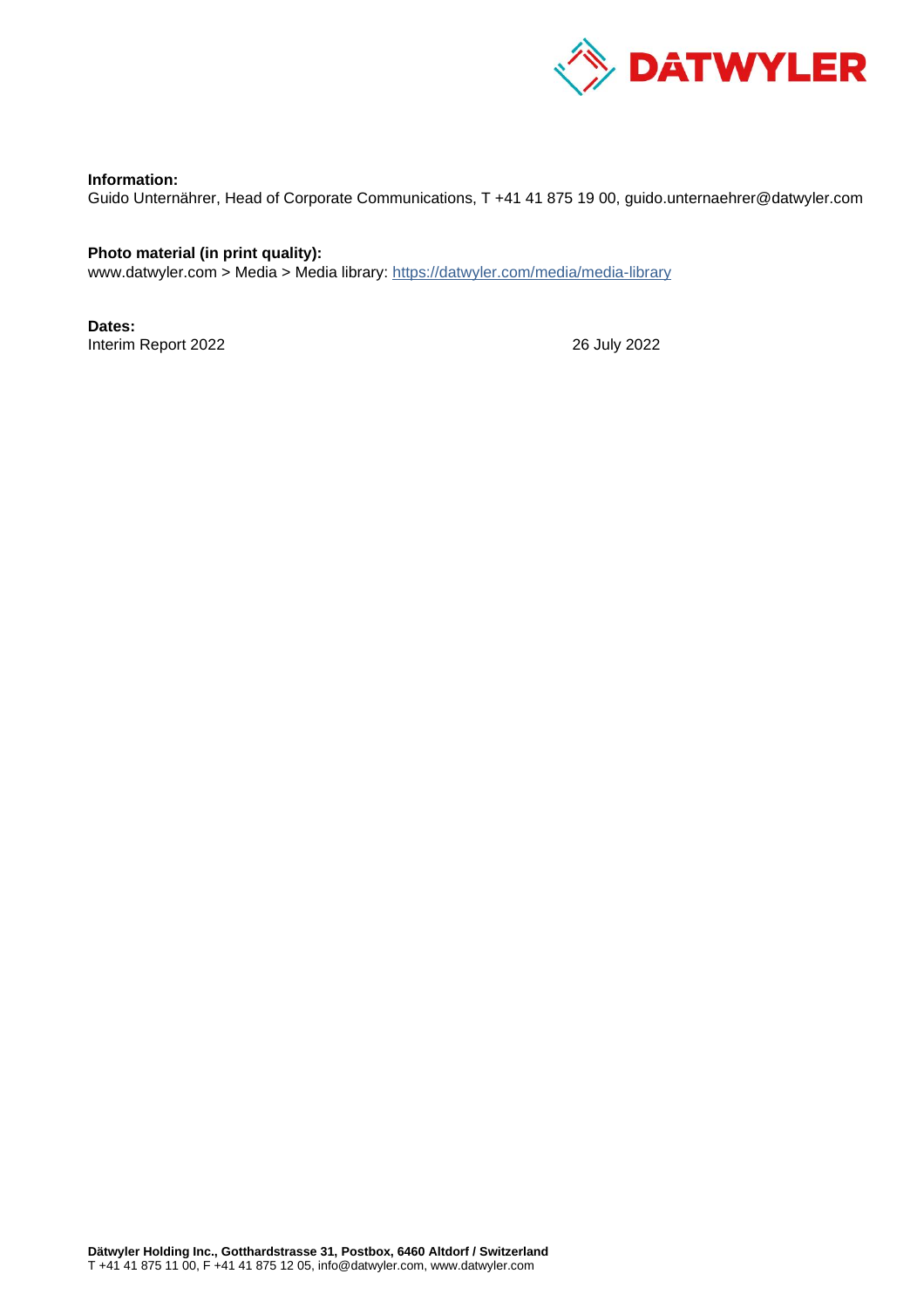**Information:**
Guido Unternährer, Head of Corporate Communications, T +41 41 875 19 00, guido.unternaehrer@datwyler.com

**Photo material (in print quality):**
www.datwyler.com > Media > Media library: https://datwyler.com/media/media-library

**Dates:**

| | |
|---|---|
| Interim Report 2022 | 26 July 2022 |

**Dätwyler Holding Inc., Gotthardstrasse 31, Postbox, 6460 Altdorf / Switzerland**
T +41 41 875 11 00, F +41 41 875 12 05, info@datwyler.com, www.datwyler.com